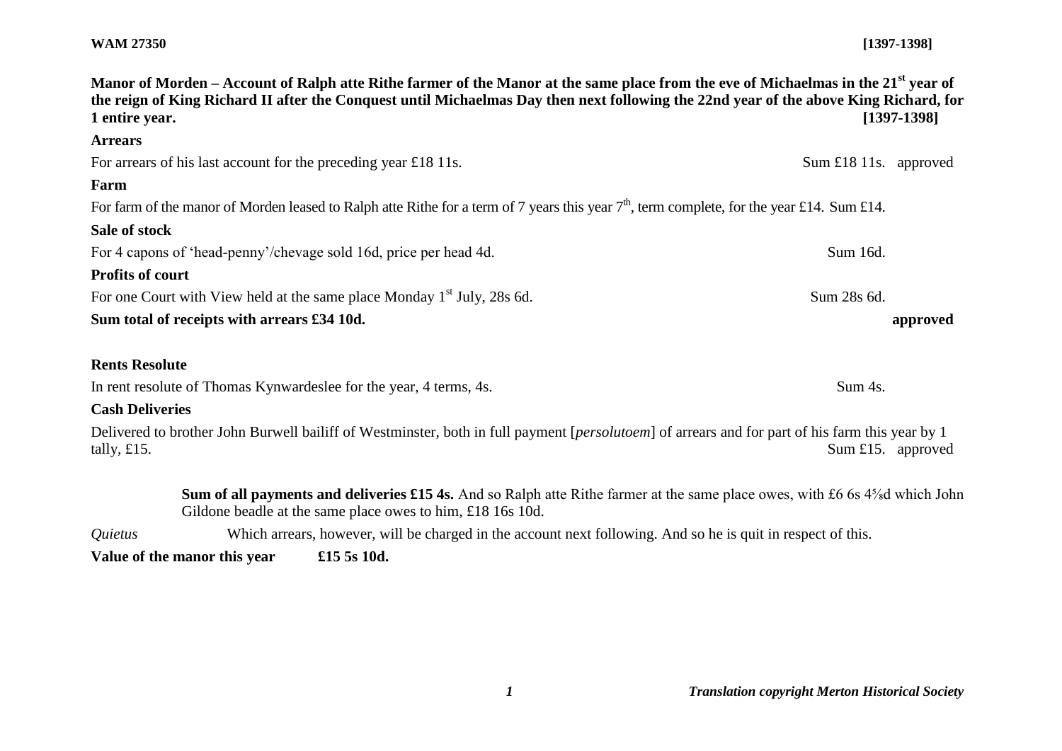**WAM 27350** **[1397-1398]**

**Manor of Morden – Account of Ralph atte Rithe farmer of the Manor at the same place from the eve of Michaelmas in the 21st year of the reign of King Richard II after the Conquest until Michaelmas Day then next following the 22nd year of the above King Richard, for 1 entire year.** **[1397-1398]**

**Arrears**

For arrears of his last account for the preceding year £18 11s. Sum £18 11s. approved

**Farm**

For farm of the manor of Morden leased to Ralph atte Rithe for a term of 7 years this year 7th, term complete, for the year £14. Sum £14.

**Sale of stock**

For 4 capons of 'head-penny'/chevage sold 16d, price per head 4d. Sum 16d.

**Profits of court**

For one Court with View held at the same place Monday 1st July, 28s 6d. Sum 28s 6d.

**Sum total of receipts with arrears £34 10d.** **approved**

**Rents Resolute**

In rent resolute of Thomas Kynwardeslee for the year, 4 terms, 4s. Sum 4s.

**Cash Deliveries**

Delivered to brother John Burwell bailiff of Westminster, both in full payment [*persolutoem*] of arrears and for part of his farm this year by 1 tally, £15. Sum £15. approved

**Sum of all payments and deliveries £15 4s.** And so Ralph atte Rithe farmer at the same place owes, with £6 6s 4⅝d which John Gildone beadle at the same place owes to him, £18 16s 10d.

*Quietus* Which arrears, however, will be charged in the account next following. And so he is quit in respect of this.

**Value of the manor this year** **£15 5s 10d.**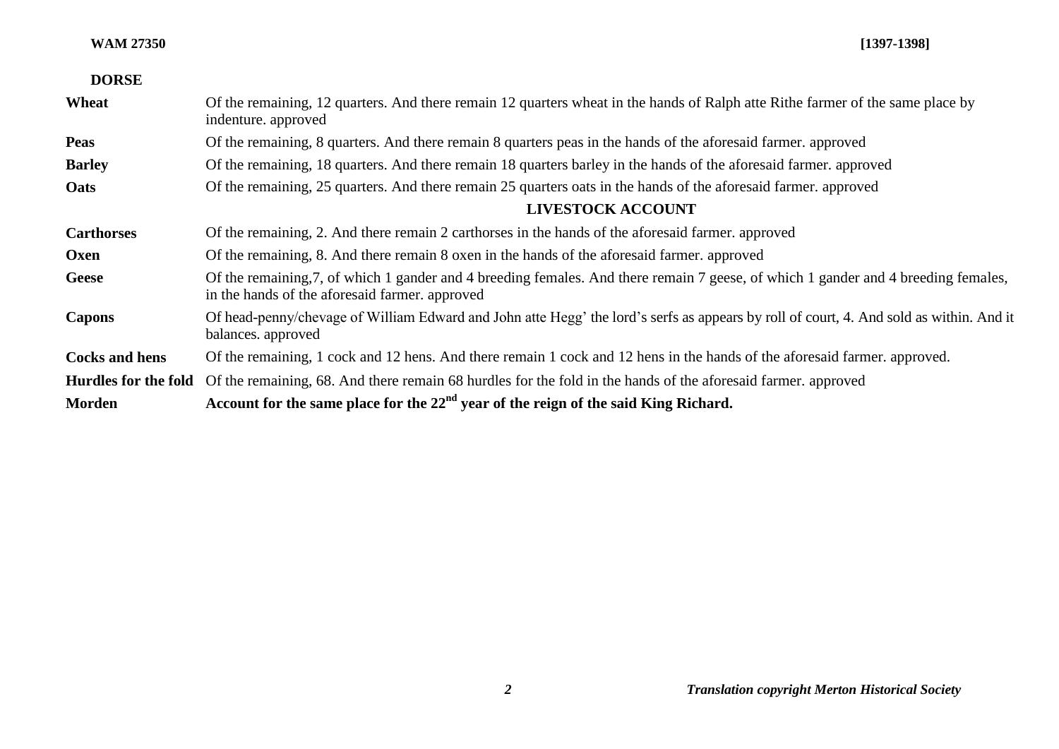**DORSE**

| | |
|---|---|
| **Wheat** | Of the remaining, 12 quarters. And there remain 12 quarters wheat in the hands of Ralph atte Rithe farmer of the same place by indenture. approved |
| **Peas** | Of the remaining, 8 quarters. And there remain 8 quarters peas in the hands of the aforesaid farmer. approved |
| **Barley** | Of the remaining, 18 quarters. And there remain 18 quarters barley in the hands of the aforesaid farmer. approved |
| **Oats** | Of the remaining, 25 quarters. And there remain 25 quarters oats in the hands of the aforesaid farmer. approved |
| | **LIVESTOCK ACCOUNT** |
| **Carthorses** | Of the remaining, 2. And there remain 2 carthorses in the hands of the aforesaid farmer. approved |
| **Oxen** | Of the remaining, 8. And there remain 8 oxen in the hands of the aforesaid farmer. approved |
| **Geese** | Of the remaining,7, of which 1 gander and 4 breeding females. And there remain 7 geese, of which 1 gander and 4 breeding females, in the hands of the aforesaid farmer. approved |
| **Capons** | Of head-penny/chevage of William Edward and John atte Hegg' the lord's serfs as appears by roll of court, 4. And sold as within. And it balances. approved |
| **Cocks and hens** | Of the remaining, 1 cock and 12 hens. And there remain 1 cock and 12 hens in the hands of the aforesaid farmer. approved. |
| **Hurdles for the fold** | Of the remaining, 68. And there remain 68 hurdles for the fold in the hands of the aforesaid farmer. approved |
| **Morden** | **Account for the same place for the 22nd year of the reign of the said King Richard.** |

*Translation copyright Merton Historical Society*